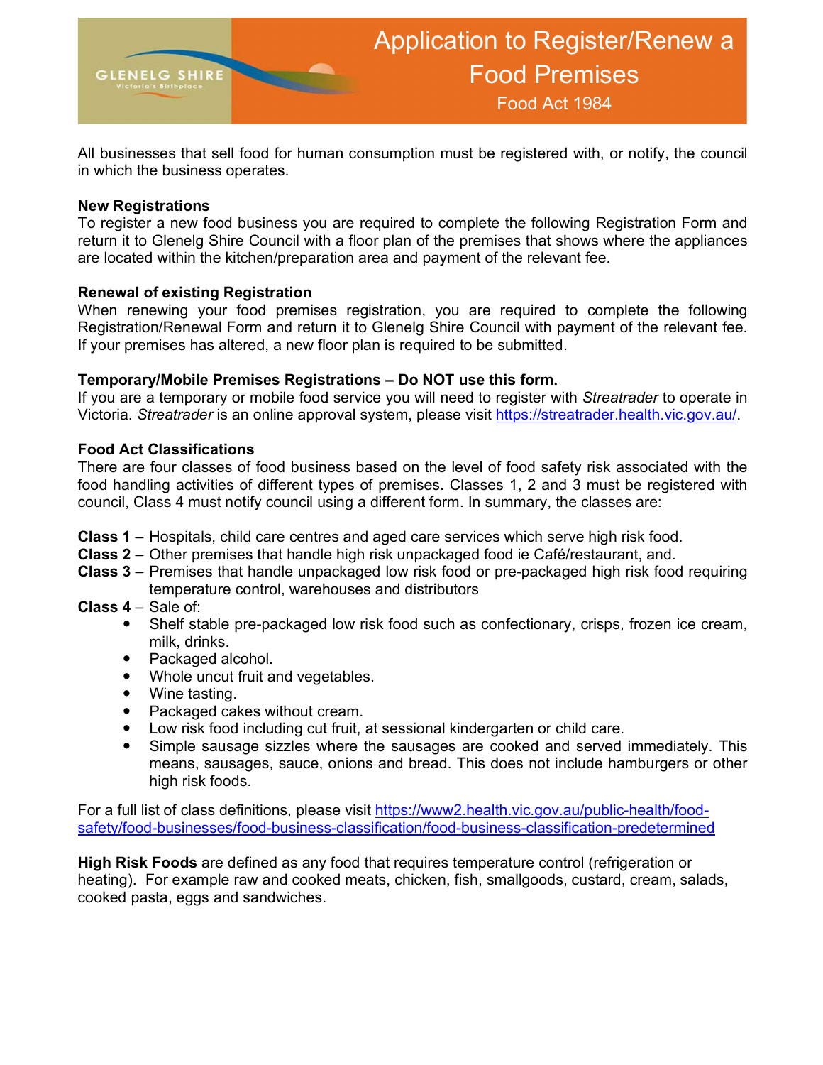GLENELG SHIRE
Victoria's Birthplace

# Application to Register/Renew a Food Premises

Food Act 1984

All businesses that sell food for human consumption must be registered with, or notify, the council in which the business operates.

**New Registrations**

To register a new food business you are required to complete the following Registration Form and return it to Glenelg Shire Council with a floor plan of the premises that shows where the appliances are located within the kitchen/preparation area and payment of the relevant fee.

**Renewal of existing Registration**

When renewing your food premises registration, you are required to complete the following Registration/Renewal Form and return it to Glenelg Shire Council with payment of the relevant fee. If your premises has altered, a new floor plan is required to be submitted.

**Temporary/Mobile Premises Registrations – Do NOT use this form.**

If you are a temporary or mobile food service you will need to register with *Streatrader* to operate in Victoria. *Streatrader* is an online approval system, please visit https://streatrader.health.vic.gov.au/.

**Food Act Classifications**

There are four classes of food business based on the level of food safety risk associated with the food handling activities of different types of premises. Classes 1, 2 and 3 must be registered with council, Class 4 must notify council using a different form. In summary, the classes are:

**Class 1** – Hospitals, child care centres and aged care services which serve high risk food.
**Class 2** – Other premises that handle high risk unpackaged food ie Café/restaurant, and.
**Class 3** – Premises that handle unpackaged low risk food or pre-packaged high risk food requiring temperature control, warehouses and distributors
**Class 4** – Sale of:

- Shelf stable pre-packaged low risk food such as confectionary, crisps, frozen ice cream, milk, drinks.
- Packaged alcohol.
- Whole uncut fruit and vegetables.
- Wine tasting.
- Packaged cakes without cream.
- Low risk food including cut fruit, at sessional kindergarten or child care.
- Simple sausage sizzles where the sausages are cooked and served immediately. This means, sausages, sauce, onions and bread. This does not include hamburgers or other high risk foods.

For a full list of class definitions, please visit https://www2.health.vic.gov.au/public-health/food-safety/food-businesses/food-business-classification/food-business-classification-predetermined

**High Risk Foods** are defined as any food that requires temperature control (refrigeration or heating). For example raw and cooked meats, chicken, fish, smallgoods, custard, cream, salads, cooked pasta, eggs and sandwiches.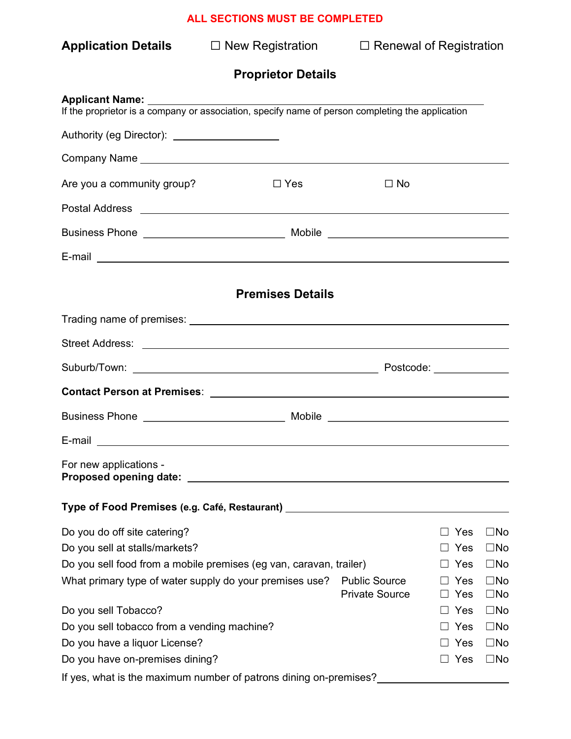**ALL SECTIONS MUST BE COMPLETED**

**Application Details** ☐ New Registration ☐ Renewal of Registration

## Proprietor Details

**Applicant Name:** ______________________________

If the proprietor is a company or association, specify name of person completing the application

Authority (eg Director): ____________________

Company Name ______________________________

Are you a community group? ☐ Yes ☐ No

Postal Address ______________________________

Business Phone ____________________ Mobile ____________________

E-mail ______________________________

## Premises Details

Trading name of premises: ______________________________

Street Address: ______________________________

Suburb/Town: ______________________________ Postcode: __________

**Contact Person at Premises**: ______________________________

Business Phone ____________________ Mobile ____________________

E-mail ______________________________

For new applications -
**Proposed opening date:** ______________________________

**Type of Food Premises (e.g. Café, Restaurant)** ______________________________

| | | | |
|---|---|---|---|
| Do you do off site catering? | | ☐ Yes | ☐No |
| Do you sell at stalls/markets? | | ☐ Yes | ☐No |
| Do you sell food from a mobile premises (eg van, caravan, trailer) | | ☐ Yes | ☐No |
| What primary type of water supply do your premises use? | Public Source | ☐ Yes | ☐No |
| | Private Source | ☐ Yes | ☐No |
| Do you sell Tobacco? | | ☐ Yes | ☐No |
| Do you sell tobacco from a vending machine? | | ☐ Yes | ☐No |
| Do you have a liquor License? | | ☐ Yes | ☐No |
| Do you have on-premises dining? | | ☐ Yes | ☐No |

If yes, what is the maximum number of patrons dining on-premises? ____________________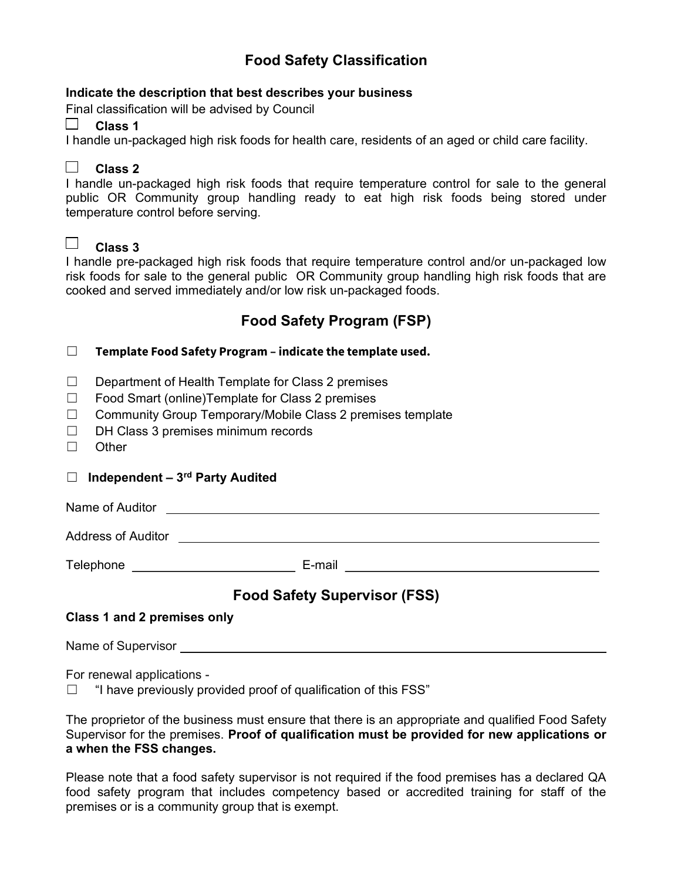## Food Safety Classification

**Indicate the description that best describes your business**

Final classification will be advised by Council

☐ **Class 1**

I handle un-packaged high risk foods for health care, residents of an aged or child care facility.

☐ **Class 2**

I handle un-packaged high risk foods that require temperature control for sale to the general public OR Community group handling ready to eat high risk foods being stored under temperature control before serving.

☐ **Class 3**

I handle pre-packaged high risk foods that require temperature control and/or un-packaged low risk foods for sale to the general public OR Community group handling high risk foods that are cooked and served immediately and/or low risk un-packaged foods.

## Food Safety Program (FSP)

☐ **Template Food Safety Program – indicate the template used.**

☐ Department of Health Template for Class 2 premises
☐ Food Smart (online)Template for Class 2 premises
☐ Community Group Temporary/Mobile Class 2 premises template
☐ DH Class 3 premises minimum records
☐ Other

☐ **Independent – 3rd Party Audited**

Name of Auditor \_\_\_\_\_\_\_\_\_\_\_\_\_\_\_\_\_\_\_\_\_\_\_\_\_\_\_\_\_\_\_\_\_\_\_\_\_\_\_\_

Address of Auditor \_\_\_\_\_\_\_\_\_\_\_\_\_\_\_\_\_\_\_\_\_\_\_\_\_\_\_\_\_\_\_\_\_\_\_\_\_\_\_\_

Telephone \_\_\_\_\_\_\_\_\_\_\_\_\_\_\_\_\_\_\_\_ E-mail \_\_\_\_\_\_\_\_\_\_\_\_\_\_\_\_\_\_\_\_\_\_\_\_\_\_\_\_

## Food Safety Supervisor (FSS)

**Class 1 and 2 premises only**

Name of Supervisor \_\_\_\_\_\_\_\_\_\_\_\_\_\_\_\_\_\_\_\_\_\_\_\_\_\_\_\_\_\_\_\_\_\_\_\_\_\_\_\_

For renewal applications -

☐ "I have previously provided proof of qualification of this FSS"

The proprietor of the business must ensure that there is an appropriate and qualified Food Safety Supervisor for the premises. **Proof of qualification must be provided for new applications or a when the FSS changes.**

Please note that a food safety supervisor is not required if the food premises has a declared QA food safety program that includes competency based or accredited training for staff of the premises or is a community group that is exempt.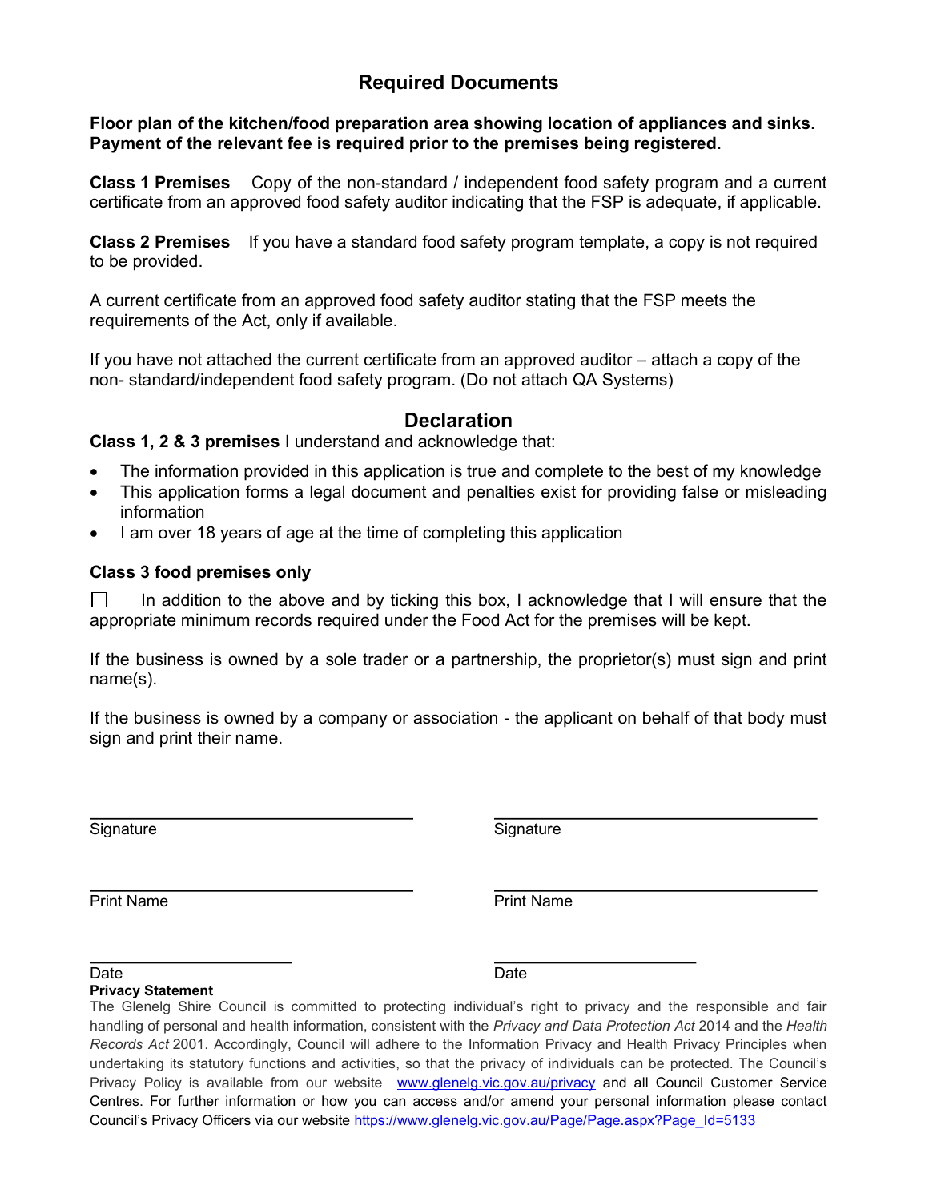## Required Documents

**Floor plan of the kitchen/food preparation area showing location of appliances and sinks. Payment of the relevant fee is required prior to the premises being registered.**

**Class 1 Premises** Copy of the non-standard / independent food safety program and a current certificate from an approved food safety auditor indicating that the FSP is adequate, if applicable.

**Class 2 Premises** If you have a standard food safety program template, a copy is not required to be provided.

A current certificate from an approved food safety auditor stating that the FSP meets the requirements of the Act, only if available.

If you have not attached the current certificate from an approved auditor – attach a copy of the non- standard/independent food safety program. (Do not attach QA Systems)

## Declaration

**Class 1, 2 & 3 premises** I understand and acknowledge that:

- The information provided in this application is true and complete to the best of my knowledge
- This application forms a legal document and penalties exist for providing false or misleading information
- I am over 18 years of age at the time of completing this application

### Class 3 food premises only

☐ In addition to the above and by ticking this box, I acknowledge that I will ensure that the appropriate minimum records required under the Food Act for the premises will be kept.

If the business is owned by a sole trader or a partnership, the proprietor(s) must sign and print name(s).

If the business is owned by a company or association - the applicant on behalf of that body must sign and print their name.

| | |
|---|---|
| Signature ______________________ | Signature ______________________ |
| Print Name ______________________ | Print Name ______________________ |
| Date ______________ | Date ______________ |

**Privacy Statement**

The Glenelg Shire Council is committed to protecting individual's right to privacy and the responsible and fair handling of personal and health information, consistent with the *Privacy and Data Protection Act* 2014 and the *Health Records Act* 2001. Accordingly, Council will adhere to the Information Privacy and Health Privacy Principles when undertaking its statutory functions and activities, so that the privacy of individuals can be protected. The Council's Privacy Policy is available from our website www.glenelg.vic.gov.au/privacy and all Council Customer Service Centres. For further information or how you can access and/or amend your personal information please contact Council's Privacy Officers via our website https://www.glenelg.vic.gov.au/Page/Page.aspx?Page_Id=5133